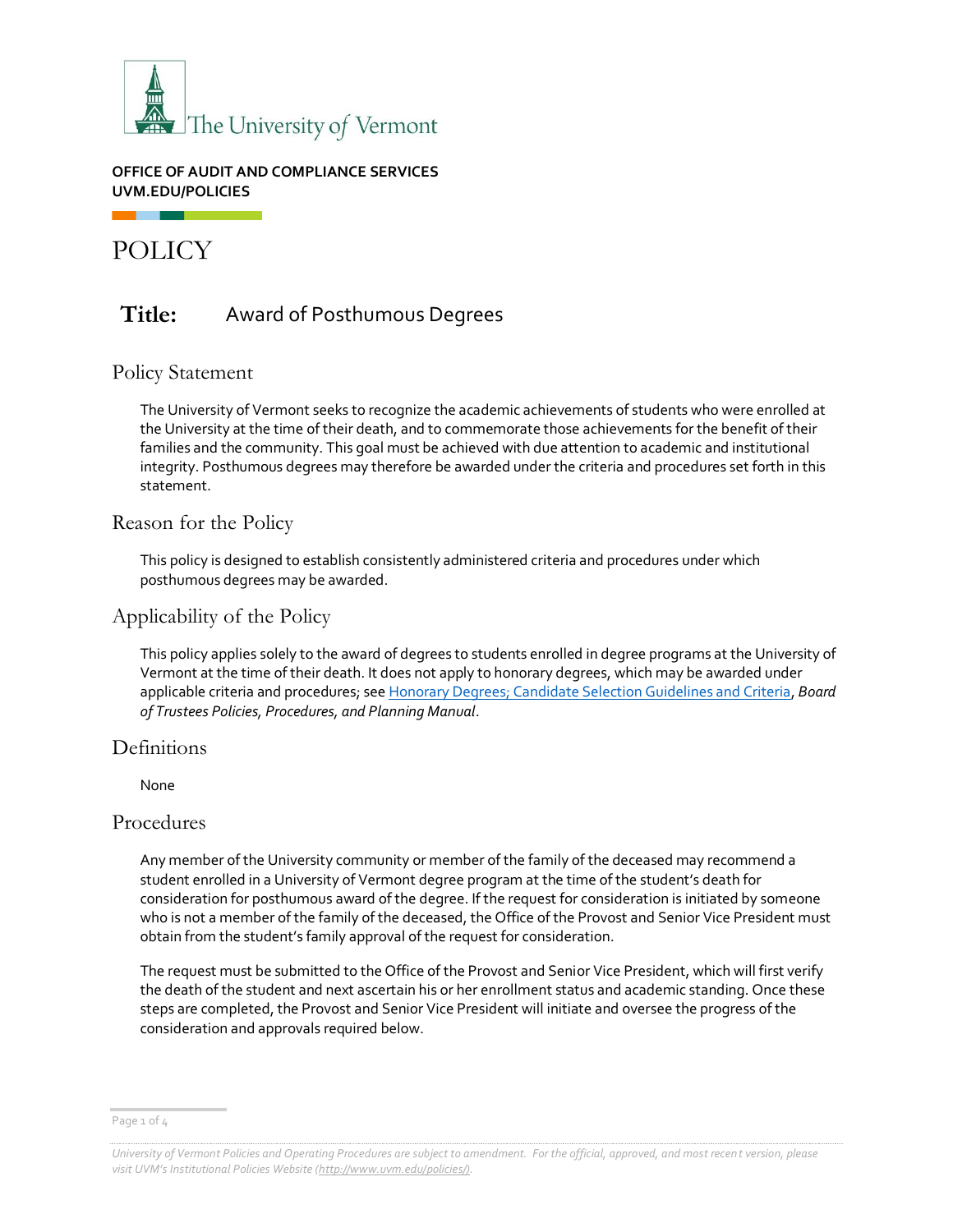The University of Vermont

**OFFICE OF AUDIT AND COMPLIANCE SERVICES**
**UVM.EDU/POLICIES**

# POLICY

## Title: Award of Posthumous Degrees

## Policy Statement

The University of Vermont seeks to recognize the academic achievements of students who were enrolled at the University at the time of their death, and to commemorate those achievements for the benefit of their families and the community. This goal must be achieved with due attention to academic and institutional integrity. Posthumous degrees may therefore be awarded under the criteria and procedures set forth in this statement.

## Reason for the Policy

This policy is designed to establish consistently administered criteria and procedures under which posthumous degrees may be awarded.

## Applicability of the Policy

This policy applies solely to the award of degrees to students enrolled in degree programs at the University of Vermont at the time of their death. It does not apply to honorary degrees, which may be awarded under applicable criteria and procedures; see Honorary Degrees; Candidate Selection Guidelines and Criteria, *Board of Trustees Policies, Procedures, and Planning Manual*.

## Definitions

None

## Procedures

Any member of the University community or member of the family of the deceased may recommend a student enrolled in a University of Vermont degree program at the time of the student's death for consideration for posthumous award of the degree. If the request for consideration is initiated by someone who is not a member of the family of the deceased, the Office of the Provost and Senior Vice President must obtain from the student's family approval of the request for consideration.

The request must be submitted to the Office of the Provost and Senior Vice President, which will first verify the death of the student and next ascertain his or her enrollment status and academic standing. Once these steps are completed, the Provost and Senior Vice President will initiate and oversee the progress of the consideration and approvals required below.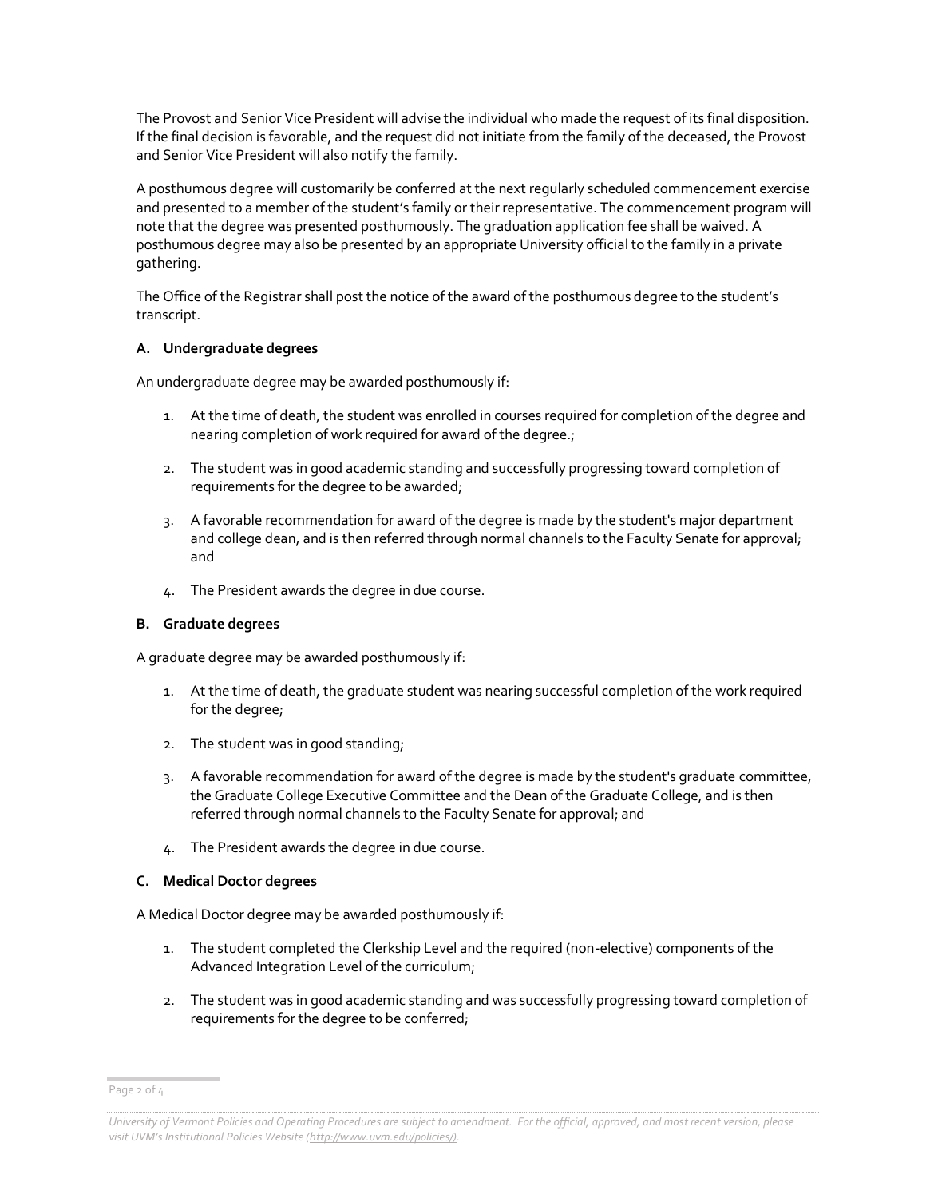The Provost and Senior Vice President will advise the individual who made the request of its final disposition. If the final decision is favorable, and the request did not initiate from the family of the deceased, the Provost and Senior Vice President will also notify the family.

A posthumous degree will customarily be conferred at the next regularly scheduled commencement exercise and presented to a member of the student's family or their representative. The commencement program will note that the degree was presented posthumously. The graduation application fee shall be waived. A posthumous degree may also be presented by an appropriate University official to the family in a private gathering.

The Office of the Registrar shall post the notice of the award of the posthumous degree to the student's transcript.

**A. Undergraduate degrees**

An undergraduate degree may be awarded posthumously if:

1. At the time of death, the student was enrolled in courses required for completion of the degree and nearing completion of work required for award of the degree.;
2. The student was in good academic standing and successfully progressing toward completion of requirements for the degree to be awarded;
3. A favorable recommendation for award of the degree is made by the student's major department and college dean, and is then referred through normal channels to the Faculty Senate for approval; and
4. The President awards the degree in due course.

**B. Graduate degrees**

A graduate degree may be awarded posthumously if:

1. At the time of death, the graduate student was nearing successful completion of the work required for the degree;
2. The student was in good standing;
3. A favorable recommendation for award of the degree is made by the student's graduate committee, the Graduate College Executive Committee and the Dean of the Graduate College, and is then referred through normal channels to the Faculty Senate for approval; and
4. The President awards the degree in due course.

**C. Medical Doctor degrees**

A Medical Doctor degree may be awarded posthumously if:

1. The student completed the Clerkship Level and the required (non-elective) components of the Advanced Integration Level of the curriculum;
2. The student was in good academic standing and was successfully progressing toward completion of requirements for the degree to be conferred;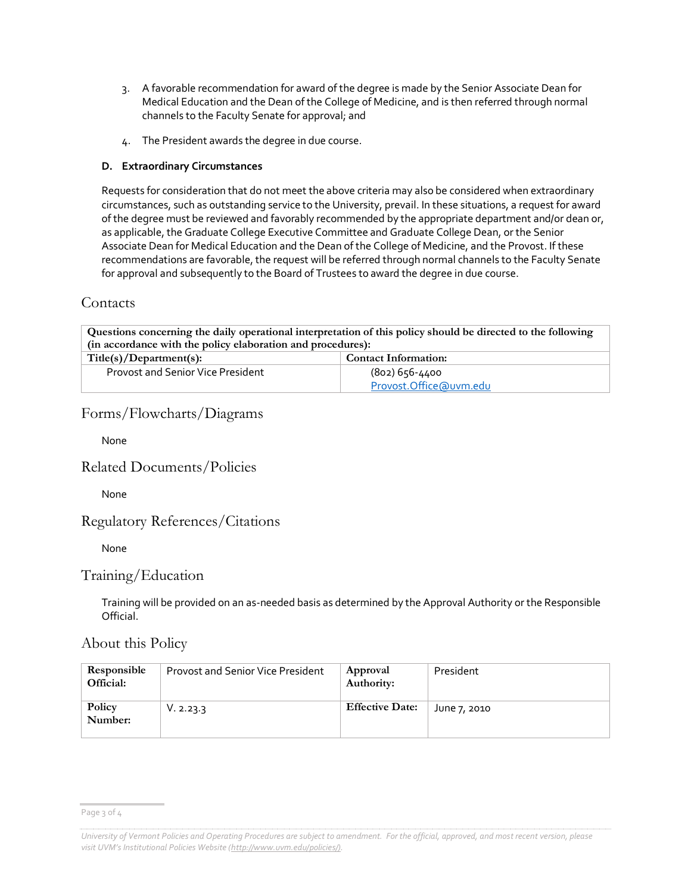3. A favorable recommendation for award of the degree is made by the Senior Associate Dean for Medical Education and the Dean of the College of Medicine, and is then referred through normal channels to the Faculty Senate for approval; and

4. The President awards the degree in due course.

**D. Extraordinary Circumstances**

Requests for consideration that do not meet the above criteria may also be considered when extraordinary circumstances, such as outstanding service to the University, prevail. In these situations, a request for award of the degree must be reviewed and favorably recommended by the appropriate department and/or dean or, as applicable, the Graduate College Executive Committee and Graduate College Dean, or the Senior Associate Dean for Medical Education and the Dean of the College of Medicine, and the Provost. If these recommendations are favorable, the request will be referred through normal channels to the Faculty Senate for approval and subsequently to the Board of Trustees to award the degree in due course.

## Contacts

| **Questions concerning the daily operational interpretation of this policy should be directed to the following (in accordance with the policy elaboration and procedures):** | |
|---|---|
| **Title(s)/Department(s):** | **Contact Information:** |
| Provost and Senior Vice President | (802) 656-4400<br>Provost.Office@uvm.edu |

## Forms/Flowcharts/Diagrams

None

## Related Documents/Policies

None

## Regulatory References/Citations

None

## Training/Education

Training will be provided on an as-needed basis as determined by the Approval Authority or the Responsible Official.

## About this Policy

| **Responsible Official:** | Provost and Senior Vice President | **Approval Authority:** | President |
|---|---|---|---|
| **Policy Number:** | V. 2.23.3 | **Effective Date:** | June 7, 2010 |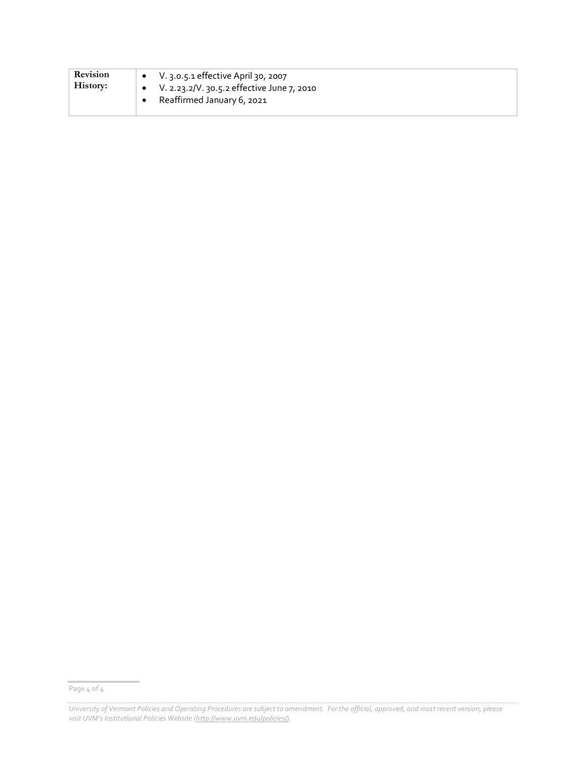| | |
|---|---|
| **Revision History:** | • V. 3.0.5.1 effective April 30, 2007<br>• V. 2.23.2/V. 30.5.2 effective June 7, 2010<br>• Reaffirmed January 6, 2021 |

*University of Vermont Policies and Operating Procedures are subject to amendment. For the official, approved, and most recent version, please visit UVM's Institutional Policies Website (http://www.uvm.edu/policies/).*